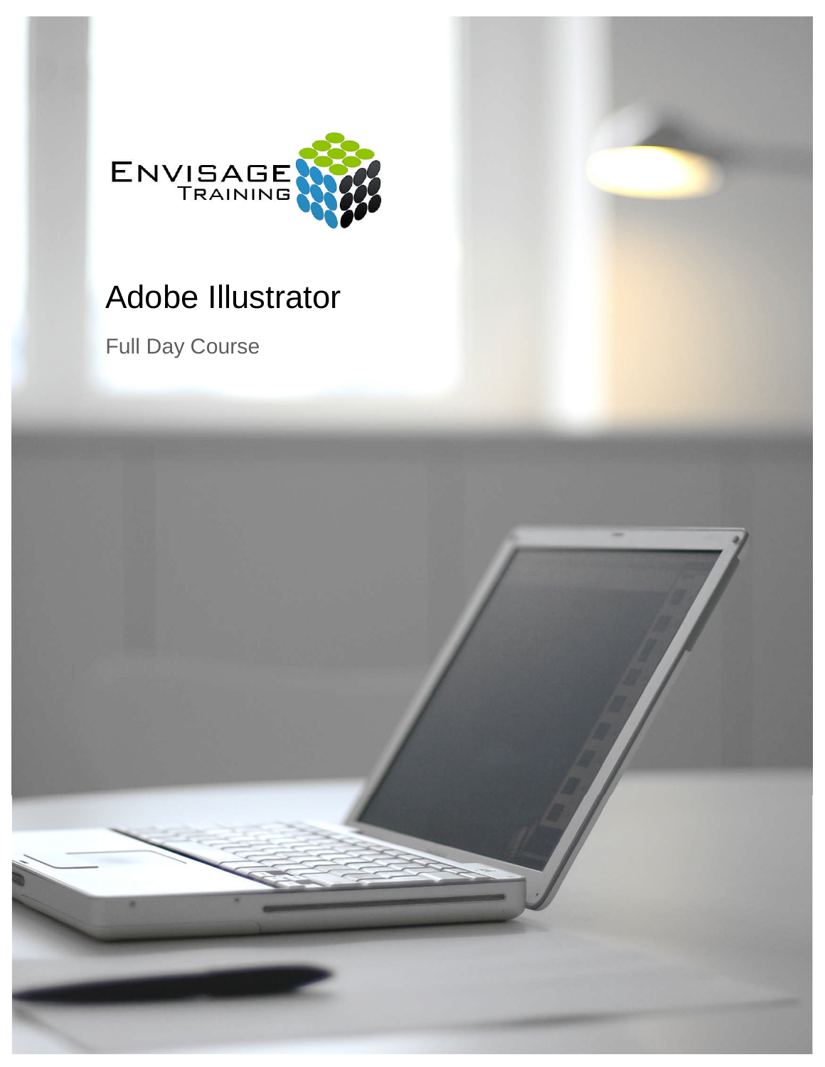ENVISAGE TRAINING

# Adobe Illustrator

Full Day Course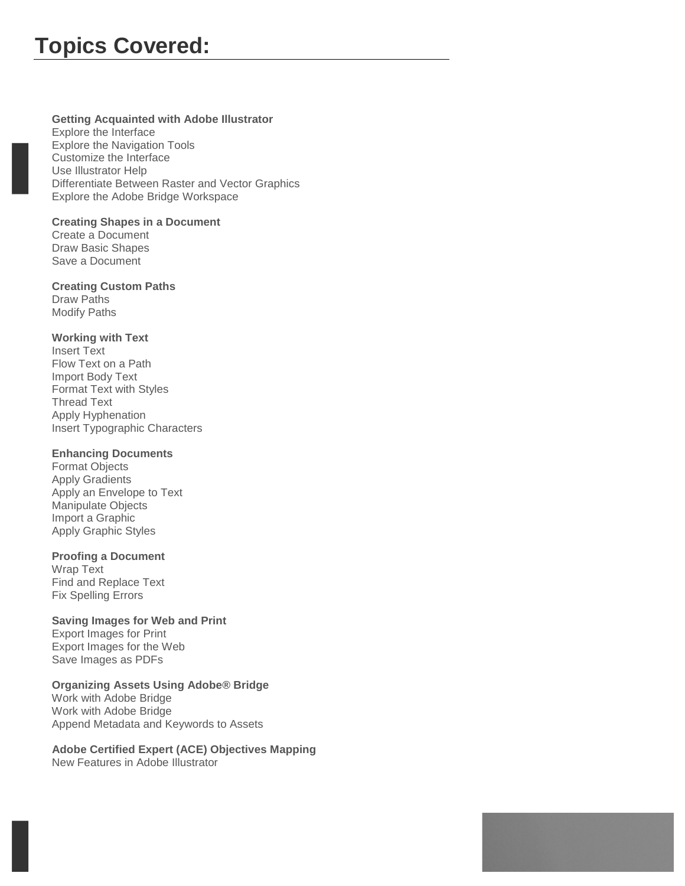# Topics Covered:

**Getting Acquainted with Adobe Illustrator**
Explore the Interface
Explore the Navigation Tools
Customize the Interface
Use Illustrator Help
Differentiate Between Raster and Vector Graphics
Explore the Adobe Bridge Workspace

**Creating Shapes in a Document**
Create a Document
Draw Basic Shapes
Save a Document

**Creating Custom Paths**
Draw Paths
Modify Paths

**Working with Text**
Insert Text
Flow Text on a Path
Import Body Text
Format Text with Styles
Thread Text
Apply Hyphenation
Insert Typographic Characters

**Enhancing Documents**
Format Objects
Apply Gradients
Apply an Envelope to Text
Manipulate Objects
Import a Graphic
Apply Graphic Styles

**Proofing a Document**
Wrap Text
Find and Replace Text
Fix Spelling Errors

**Saving Images for Web and Print**
Export Images for Print
Export Images for the Web
Save Images as PDFs

**Organizing Assets Using Adobe® Bridge**
Work with Adobe Bridge
Work with Adobe Bridge
Append Metadata and Keywords to Assets

**Adobe Certified Expert (ACE) Objectives Mapping**
New Features in Adobe Illustrator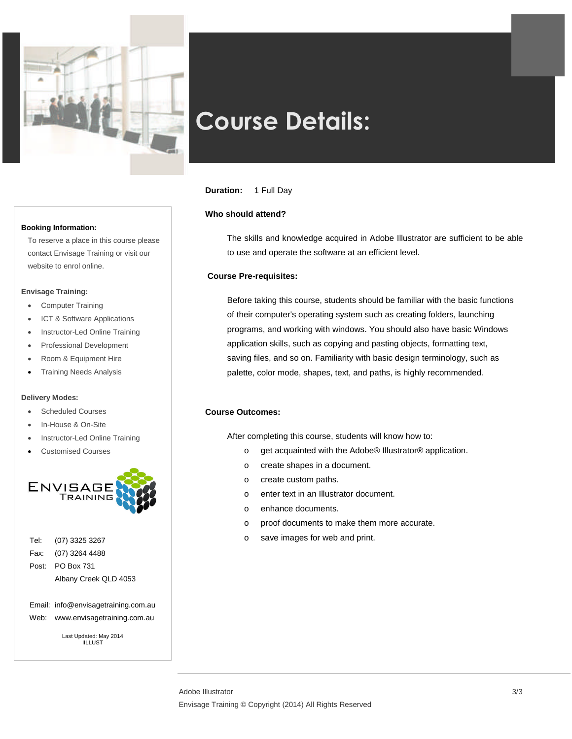# Course Details:

**Duration:** 1 Full Day

**Who should attend?**

The skills and knowledge acquired in Adobe Illustrator are sufficient to be able to use and operate the software at an efficient level.

**Course Pre-requisites:**

Before taking this course, students should be familiar with the basic functions of their computer's operating system such as creating folders, launching programs, and working with windows. You should also have basic Windows application skills, such as copying and pasting objects, formatting text, saving files, and so on. Familiarity with basic design terminology, such as palette, color mode, shapes, text, and paths, is highly recommended.

**Course Outcomes:**

After completing this course, students will know how to:

- get acquainted with the Adobe® Illustrator® application.
- create shapes in a document.
- create custom paths.
- enter text in an Illustrator document.
- enhance documents.
- proof documents to make them more accurate.
- save images for web and print.

**Booking Information:**

To reserve a place in this course please contact Envisage Training or visit our website to enrol online.

**Envisage Training:**

- Computer Training
- ICT & Software Applications
- Instructor-Led Online Training
- Professional Development
- Room & Equipment Hire
- Training Needs Analysis

**Delivery Modes:**

- Scheduled Courses
- In-House & On-Site
- Instructor-Led Online Training
- Customised Courses

ENVISAGE TRAINING

Tel: (07) 3325 3267
Fax: (07) 3264 4488
Post: PO Box 731
Albany Creek QLD 4053

Email: info@envisagetraining.com.au
Web: www.envisagetraining.com.au

Last Updated: May 2014
IILLUST

Adobe Illustrator
Envisage Training © Copyright (2014) All Rights Reserved